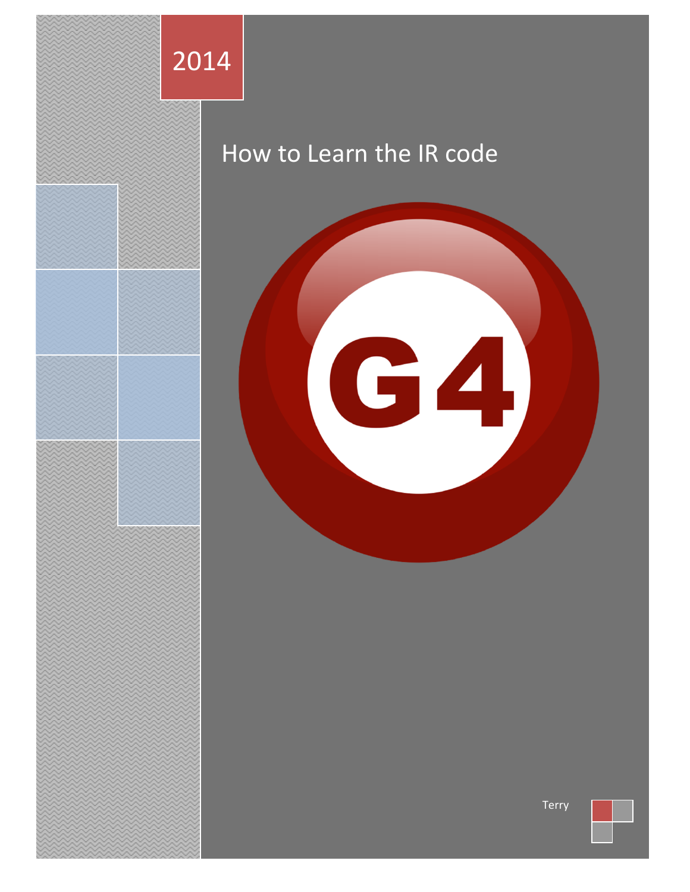2014

# How to Learn the IR code

G4

Terry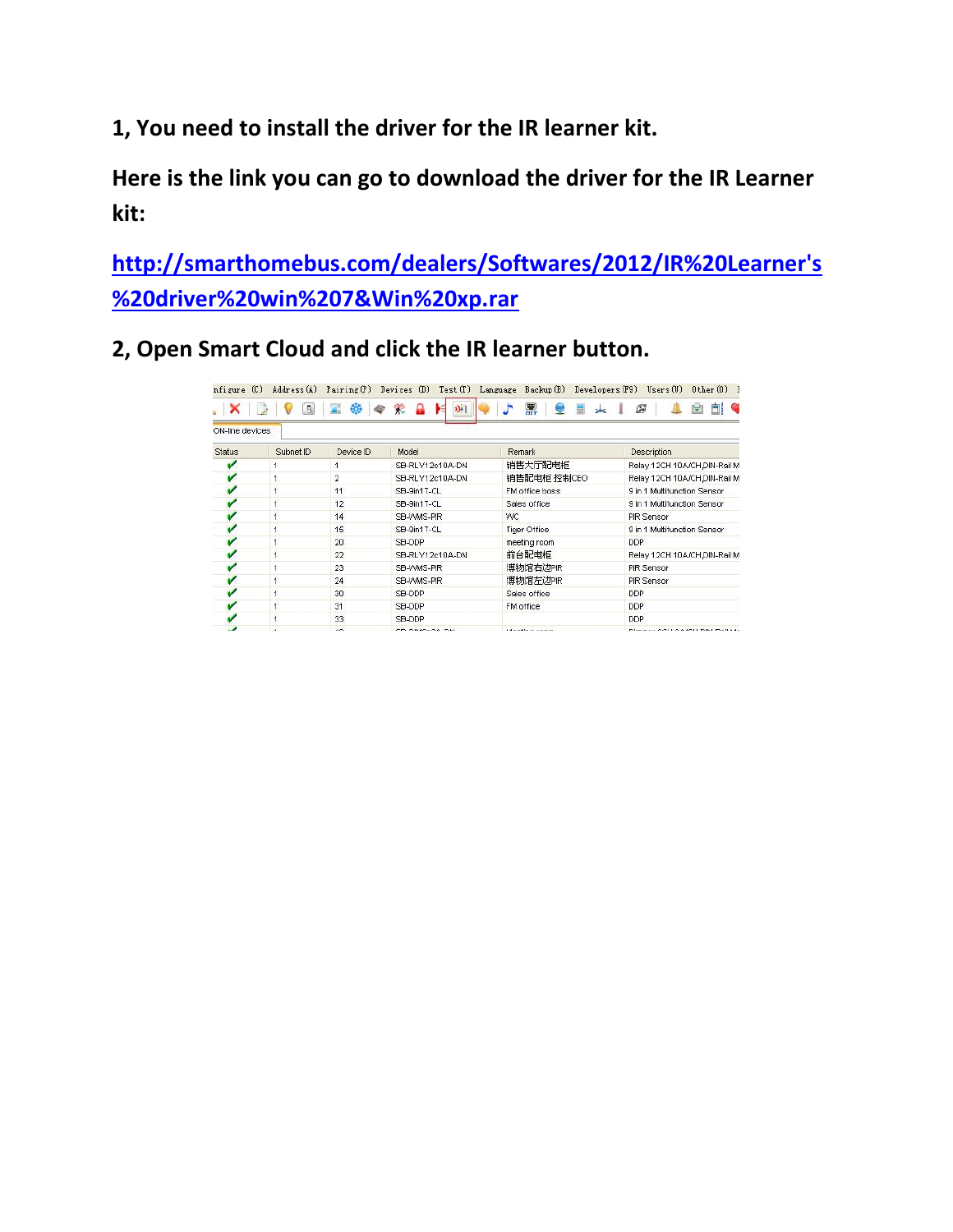**1, You need to install the driver for the IR learner kit.**

**Here is the link you can go to download the driver for the IR Learner kit:**

**http://smarthomebus.com/dealers/Softwares/2012/IR%20Learner's%20driver%20win%207&Win%20xp.rar**

**2, Open Smart Cloud and click the IR learner button.**

nfigure (C) Address (A) Pairing (P) Devices (D) Test (T) Language Backup (E) Developers (F9) Users (U) Other (O)

ON-line devices

| Status | Subnet ID | Device ID | Model | Remark | Description |
|---|---|---|---|---|---|
| ✔ | 1 | 1 | SB-RLY12c10A-DN | 销售大厅配电柜 | Relay 12CH 10A/CH,DIN-Rail M |
| ✔ | 1 | 2 | SB-RLY12c10A-DN | 销售配电柜 控制CEO | Relay 12CH 10A/CH,DIN-Rail M |
| ✔ | 1 | 11 | SB-9in1T-CL | FM office boss | 9 in 1 Multifunction Sensor |
| ✔ | 1 | 12 | SB-9in1T-CL | Sales office | 9 in 1 Multifunction Sensor |
| ✔ | 1 | 14 | SB-WMS-PIR | WC | PIR Sensor |
| ✔ | 1 | 15 | SB-9in1T-CL | Tiger Office | 9 in 1 Multifunction Sensor |
| ✔ | 1 | 20 | SB-DDP | meeting room | DDP |
| ✔ | 1 | 22 | SB-RLY12c10A-DN | 前台配电柜 | Relay 12CH 10A/CH,DIN-Rail M |
| ✔ | 1 | 23 | SB-WMS-PIR | 博物馆右边PIR | PIR Sensor |
| ✔ | 1 | 24 | SB-WMS-PIR | 博物馆左边PIR | PIR Sensor |
| ✔ | 1 | 30 | SB-DDP | Sales office | DDP |
| ✔ | 1 | 31 | SB-DDP | FM office | DDP |
| ✔ | 1 | 33 | SB-DDP | | DDP |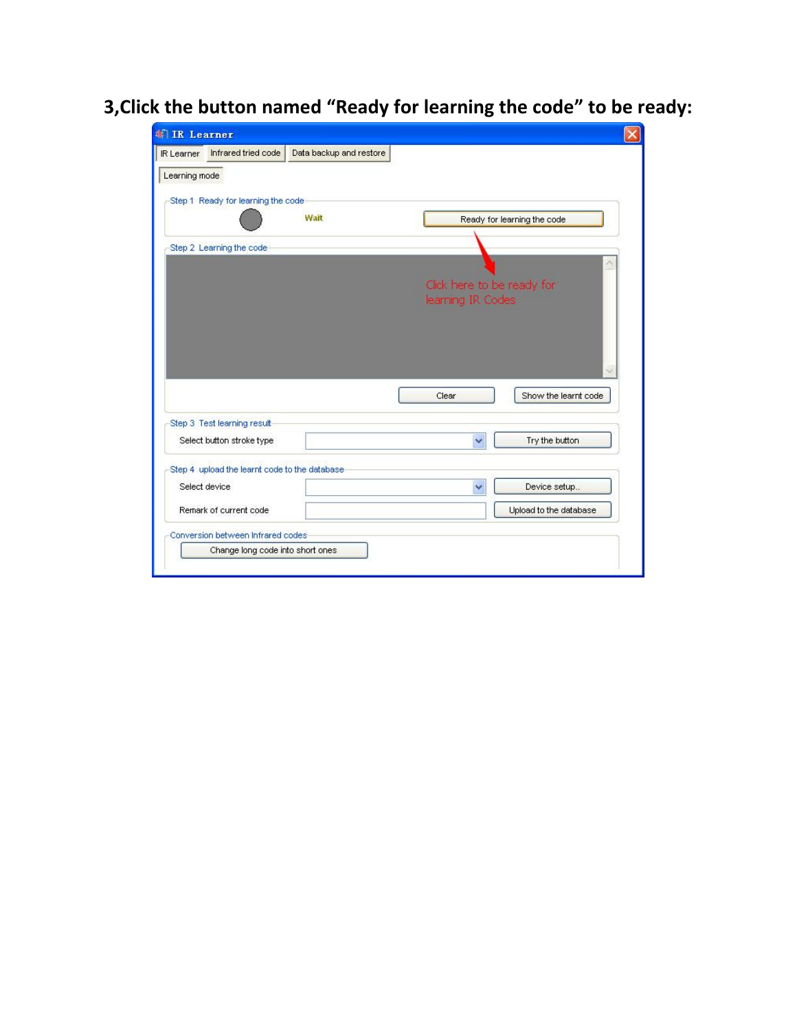**3,Click the button named “Ready for learning the code” to be ready:**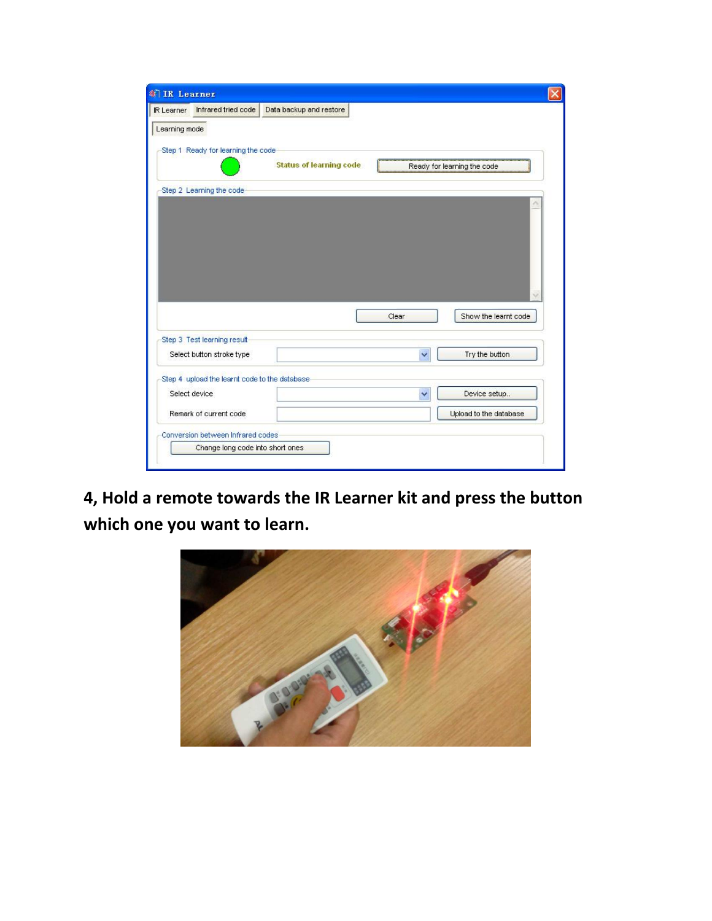**4, Hold a remote towards the IR Learner kit and press the button which one you want to learn.**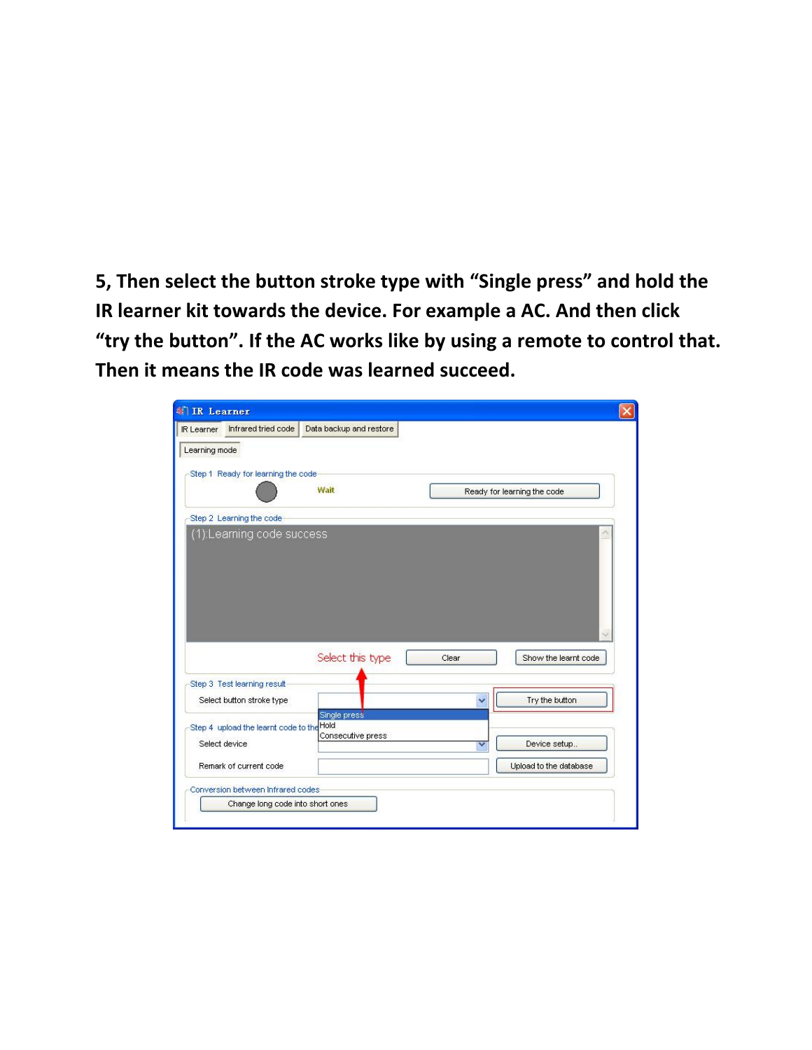**5, Then select the button stroke type with "Single press" and hold the IR learner kit towards the device. For example a AC. And then click "try the button". If the AC works like by using a remote to control that. Then it means the IR code was learned succeed.**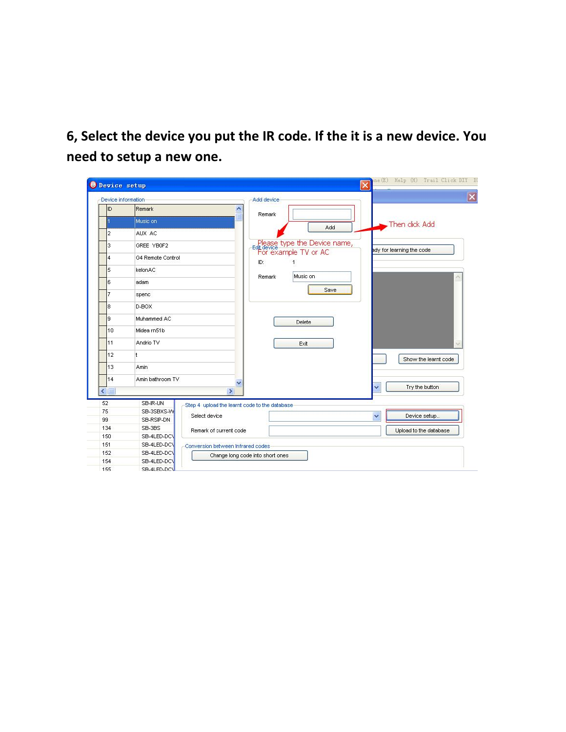**6, Select the device you put the IR code. If the it is a new device. You need to setup a new one.**

Device setup

Device information

| ID | Remark |
|---|---|
| 1 | Music on |
| 2 | AUX AC |
| 3 | GREE YB0F2 |
| 4 | G4 Remote Control |
| 5 | kelonAC |
| 6 | adam |
| 7 | spenc |
| 8 | D-BOX |
| 9 | Muhammed AC |
| 10 | Midea rn51b |
| 11 | Andrio TV |
| 12 | t |
| 13 | Amin |
| 14 | Amin bathroom TV |

Add device

Remark

Add

Then click Add

Please type the Device name, For example TV or AC

Edit device

ID: 1

Remark: Music on

Save

Delete

Exit

Show the learnt code

Try the button

| | |
|---|---|
| 52 | SB-IR-UN |
| 75 | SB-3SBXS-W |
| 99 | SB-RSIP-DN |
| 134 | SB-3BS |
| 150 | SB-4LED-DC |
| 151 | SB-4LED-DC |
| 152 | SB-4LED-DC |
| 154 | SB-4LED-DC |
| 155 | SB-4LED-DC |

Step 4 upload the learnt code to the database

Select device

Device setup..

Remark of current code

Upload to the database

Conversion between Infrared codes

Change long code into short ones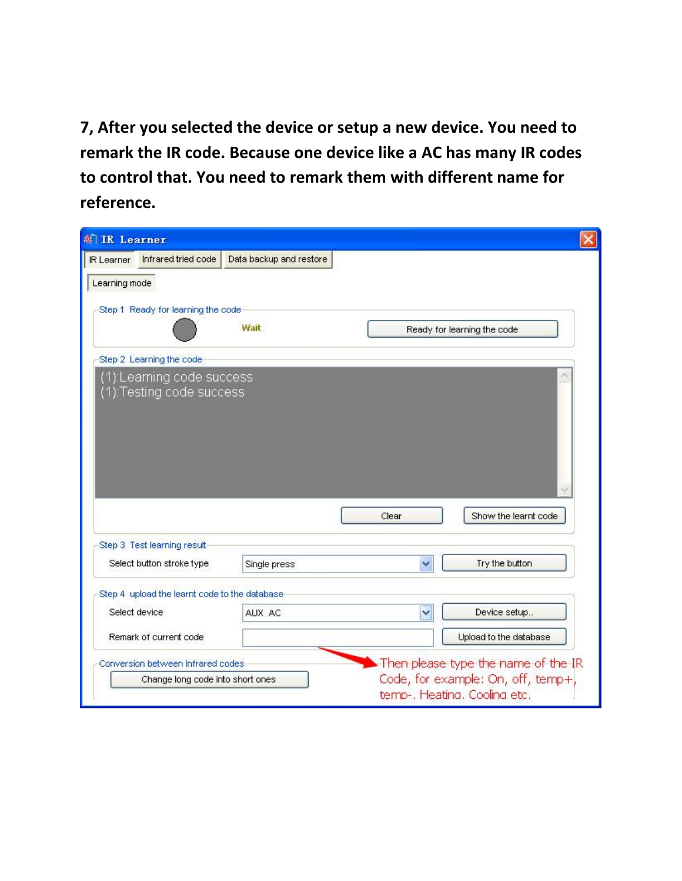**7, After you selected the device or setup a new device. You need to remark the IR code. Because one device like a AC has many IR codes to control that. You need to remark them with different name for reference.**

IR Learner

IR Learner | Infrared tried code | Data backup and restore

Learning mode

Step 1 Ready for learning the code

Wait

Ready for learning the code

Step 2 Learning the code

(1):Learning code success
(1):Testing code success

Clear | Show the learnt code

Step 3 Test learning result

Select button stroke type: Single press | Try the button

Step 4 upload the learnt code to the database

Select device: AUX AC | Device setup..

Remark of current code: | Upload to the database

Conversion between Infrared codes

Change long code into short ones

Then please type the name of the IR Code, for example: On, off, temp+, temp-, Heating, Cooling etc.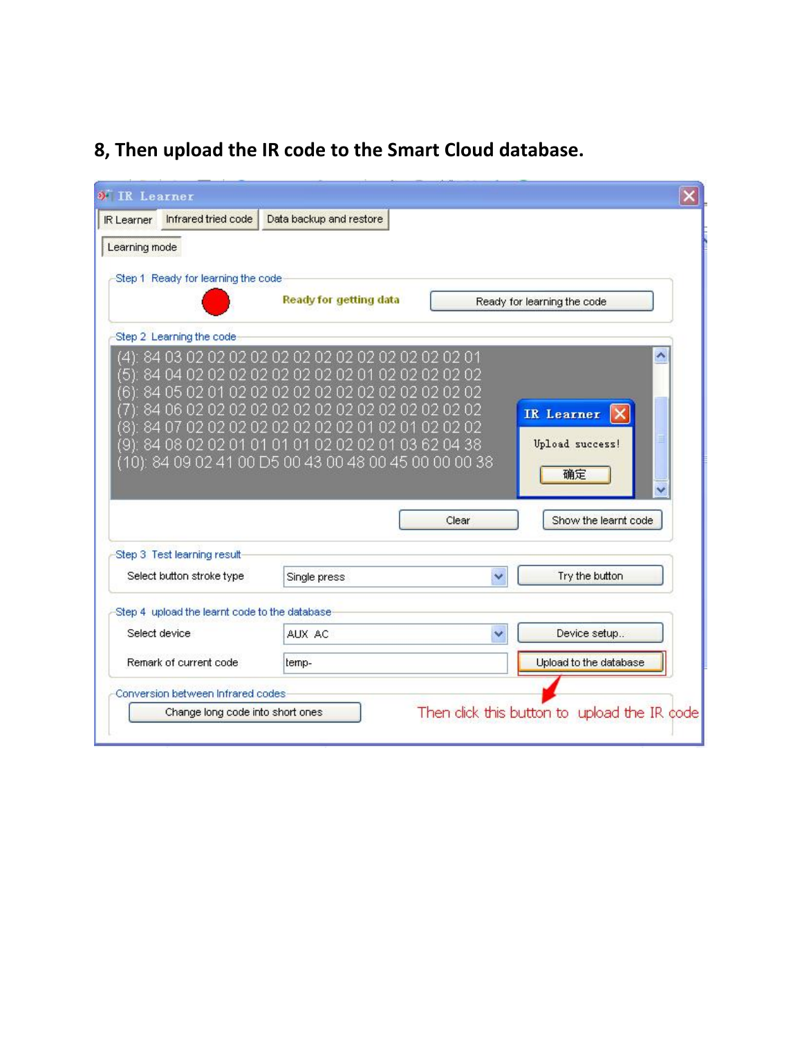**8, Then upload the IR code to the Smart Cloud database.**

IR Learner

IR Learner | Infrared tried code | Data backup and restore

Learning mode

Step 1 Ready for learning the code

Ready for getting data

Ready for learning the code

Step 2 Learning the code

```
(4): 84 03 02 02 02 02 02 02 02 02 02 02 02 02 02 01
(5): 84 04 02 02 02 02 02 02 02 02 01 02 02 02 02 02
(6): 84 05 02 01 02 02 02 02 02 02 02 02 02 02 02 02
(7): 84 06 02 02 02 02 02 02 02 02 02 02 02 02 02 02
(8): 84 07 02 02 02 02 02 02 02 02 01 02 01 02 02 02
(9): 84 08 02 02 01 01 01 01 02 02 02 01 03 62 04 38
(10): 84 09 02 41 00 D5 00 43 00 48 00 45 00 00 00 38
```

IR Learner

Upload success!

确定

Clear | Show the learnt code

Step 3 Test learning result

Select button stroke type: Single press | Try the button

Step 4 upload the learnt code to the database

Select device: AUX AC | Device setup..

Remark of current code: temp- | Upload to the database

Conversion between Infrared codes

Change long code into short ones

Then click this button to upload the IR code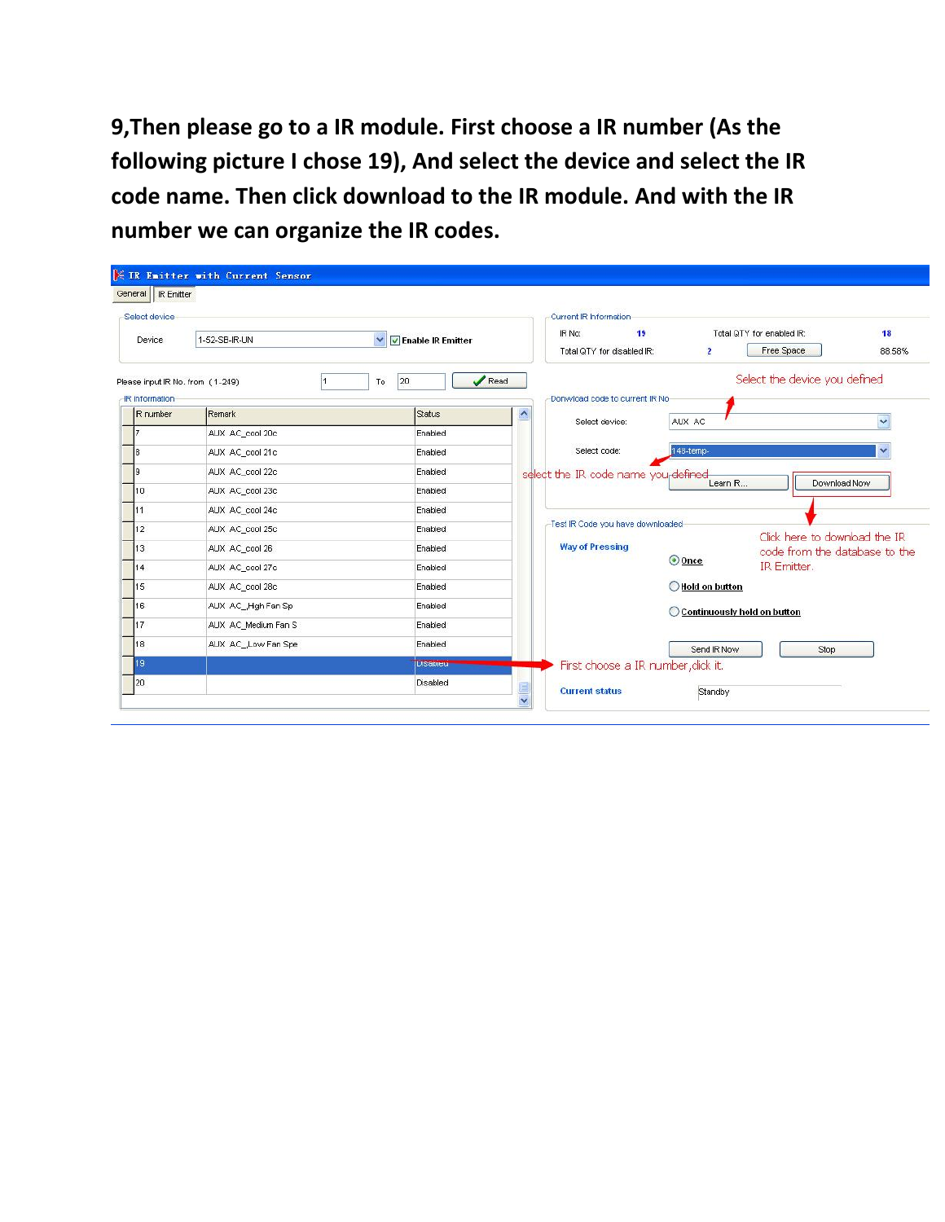**9,Then please go to a IR module. First choose a IR number (As the following picture I chose 19), And select the device and select the IR code name. Then click download to the IR module. And with the IR number we can organize the IR codes.**

IR Emitter with Current Sensor

General | IR Emitter

Select device

Device: 1-52-SB-IR-UN ☑ Enable IR Emitter

Please input IR No. from (1-249) 1 To 20 Read

IR information

| IR number | Remark | Status |
| --- | --- | --- |
| 7 | AUX AC_cool 20c | Enabled |
| 8 | AUX AC_cool 21c | Enabled |
| 9 | AUX AC_cool 22c | Enabled |
| 10 | AUX AC_cool 23c | Enabled |
| 11 | AUX AC_cool 24c | Enabled |
| 12 | AUX AC_cool 25c | Enabled |
| 13 | AUX AC_cool 26 | Enabled |
| 14 | AUX AC_cool 27c | Enabled |
| 15 | AUX AC_cool 28c | Enabled |
| 16 | AUX AC_High Fan Sp | Enabled |
| 17 | AUX AC_Medium Fan S | Enabled |
| 18 | AUX AC_Low Fan Spe | Enabled |
| 19 | | Disabled |
| 20 | | Disabled |

Current IR Information

IR No: 19 | Total QTY for enabled IR: 18

Total QTY for disabled IR: 2 | Free Space 88.58%

Donwload code to current IR No

Select device: AUX AC

Select code: 143-temp-

Learn R... | Download Now

Test IR Code you have downloaded

Way of Pressing: Once / Hold on button / Continuously hold on button

Send IR Now | Stop

Current status: Standby

Select the device you defined

select the IR code name you defined

Click here to download the IR code from the database to the IR Emitter.

First choose a IR number,click it.